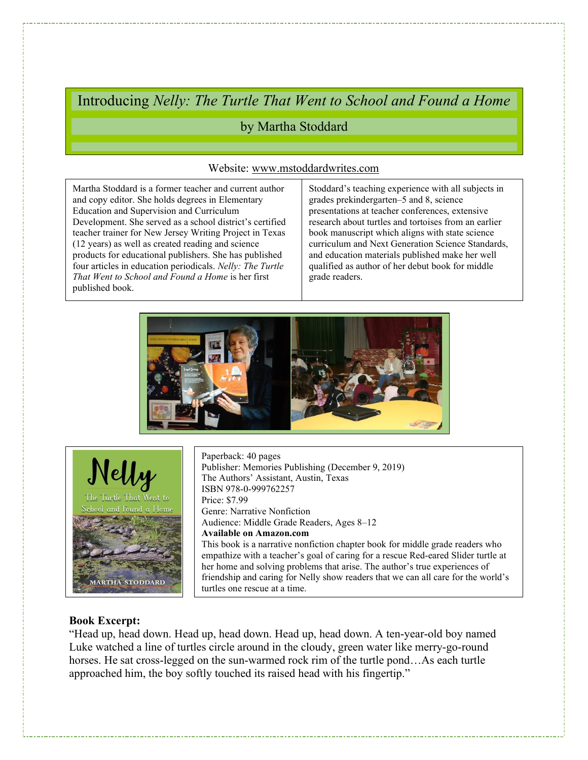# Introducing *Nelly: The Turtle That Went to School and Found a Home*

## by Martha Stoddard

Website: www.mstoddardwrites.com

Martha Stoddard is a former teacher and current author and copy editor. She holds degrees in Elementary Education and Supervision and Curriculum Development. She served as a school district's certified teacher trainer for New Jersey Writing Project in Texas (12 years) as well as created reading and science products for educational publishers. She has published four articles in education periodicals. *Nelly: The Turtle That Went to School and Found a Home* is her first published book.

Stoddard's teaching experience with all subjects in grades prekindergarten–5 and 8, science presentations at teacher conferences, extensive research about turtles and tortoises from an earlier book manuscript which aligns with state science curriculum and Next Generation Science Standards, and education materials published make her well qualified as author of her debut book for middle grade readers.

Paperback: 40 pages
Publisher: Memories Publishing (December 9, 2019)
The Authors' Assistant, Austin, Texas
ISBN 978-0-999762257
Price: $7.99
Genre: Narrative Nonfiction
Audience: Middle Grade Readers, Ages 8–12
**Available on Amazon.com**
This book is a narrative nonfiction chapter book for middle grade readers who empathize with a teacher's goal of caring for a rescue Red-eared Slider turtle at her home and solving problems that arise. The author's true experiences of friendship and caring for Nelly show readers that we can all care for the world's turtles one rescue at a time.

**Book Excerpt:**

"Head up, head down. Head up, head down. Head up, head down. A ten-year-old boy named Luke watched a line of turtles circle around in the cloudy, green water like merry-go-round horses. He sat cross-legged on the sun-warmed rock rim of the turtle pond…As each turtle approached him, the boy softly touched its raised head with his fingertip."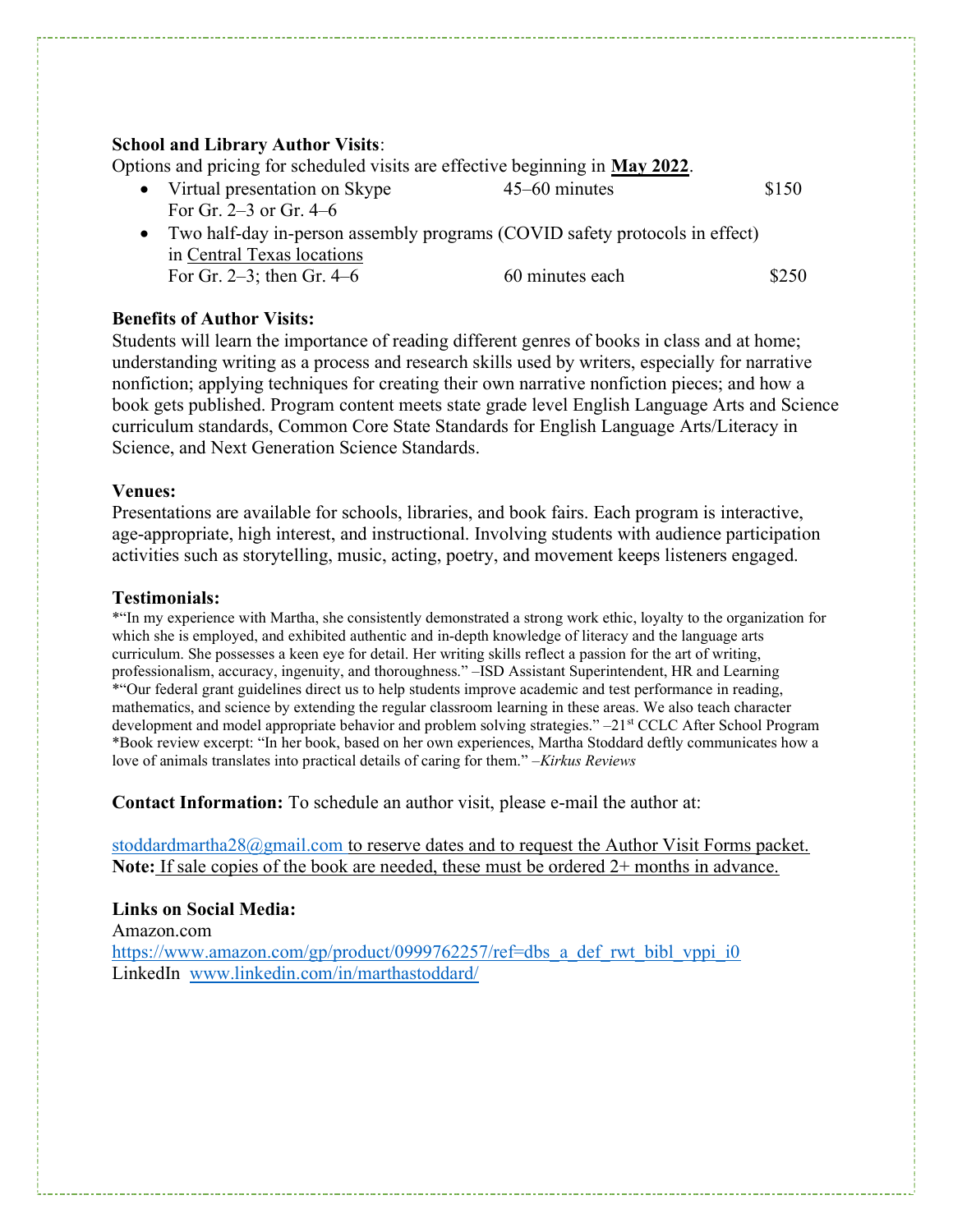**School and Library Author Visits**:

Options and pricing for scheduled visits are effective beginning in **May 2022**.

- Virtual presentation on Skype	45–60 minutes	$150
  For Gr. 2–3 or Gr. 4–6
- Two half-day in-person assembly programs (COVID safety protocols in effect) in Central Texas locations
  For Gr. 2–3; then Gr. 4–6	60 minutes each	$250

**Benefits of Author Visits:**

Students will learn the importance of reading different genres of books in class and at home; understanding writing as a process and research skills used by writers, especially for narrative nonfiction; applying techniques for creating their own narrative nonfiction pieces; and how a book gets published. Program content meets state grade level English Language Arts and Science curriculum standards, Common Core State Standards for English Language Arts/Literacy in Science, and Next Generation Science Standards.

**Venues:**

Presentations are available for schools, libraries, and book fairs. Each program is interactive, age-appropriate, high interest, and instructional. Involving students with audience participation activities such as storytelling, music, acting, poetry, and movement keeps listeners engaged.

**Testimonials:**

*"In my experience with Martha, she consistently demonstrated a strong work ethic, loyalty to the organization for which she is employed, and exhibited authentic and in-depth knowledge of literacy and the language arts curriculum. She possesses a keen eye for detail. Her writing skills reflect a passion for the art of writing, professionalism, accuracy, ingenuity, and thoroughness." –ISD Assistant Superintendent, HR and Learning

*"Our federal grant guidelines direct us to help students improve academic and test performance in reading, mathematics, and science by extending the regular classroom learning in these areas. We also teach character development and model appropriate behavior and problem solving strategies." –21st CCLC After School Program

*Book review excerpt: "In her book, based on her own experiences, Martha Stoddard deftly communicates how a love of animals translates into practical details of caring for them." –*Kirkus Reviews*

**Contact Information:** To schedule an author visit, please e-mail the author at:

stoddardmartha28@gmail.com to reserve dates and to request the Author Visit Forms packet.
**Note:** If sale copies of the book are needed, these must be ordered 2+ months in advance.

**Links on Social Media:**

Amazon.com
https://www.amazon.com/gp/product/0999762257/ref=dbs_a_def_rwt_bibl_vppi_i0
LinkedIn www.linkedin.com/in/marthastoddard/